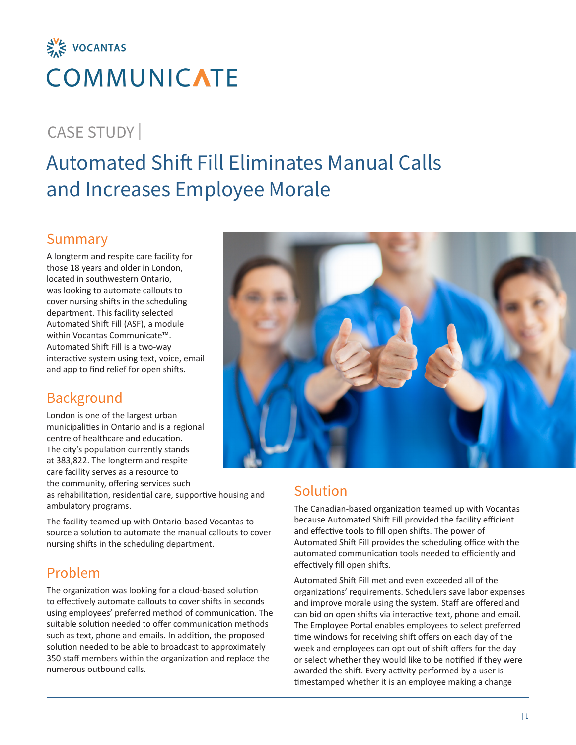VOCANTAS

# COMMUNICATE

CASE STUDY |

# Automated Shift Fill Eliminates Manual Calls and Increases Employee Morale

## Summary

A longterm and respite care facility for those 18 years and older in London, located in southwestern Ontario, was looking to automate callouts to cover nursing shifts in the scheduling department. This facility selected Automated Shift Fill (ASF), a module within Vocantas Communicate™. Automated Shift Fill is a two-way interactive system using text, voice, email and app to find relief for open shifts.

## Background

London is one of the largest urban municipalities in Ontario and is a regional centre of healthcare and education. The city's population currently stands at 383,822. The longterm and respite care facility serves as a resource to the community, offering services such as rehabilitation, residential care, supportive housing and ambulatory programs.

The facility teamed up with Ontario-based Vocantas to source a solution to automate the manual callouts to cover nursing shifts in the scheduling department.

## Problem

The organization was looking for a cloud-based solution to effectively automate callouts to cover shifts in seconds using employees' preferred method of communication. The suitable solution needed to offer communication methods such as text, phone and emails. In addition, the proposed solution needed to be able to broadcast to approximately 350 staff members within the organization and replace the numerous outbound calls.

## Solution

The Canadian-based organization teamed up with Vocantas because Automated Shift Fill provided the facility efficient and effective tools to fill open shifts. The power of Automated Shift Fill provides the scheduling office with the automated communication tools needed to efficiently and effectively fill open shifts.

Automated Shift Fill met and even exceeded all of the organizations' requirements. Schedulers save labor expenses and improve morale using the system. Staff are offered and can bid on open shifts via interactive text, phone and email. The Employee Portal enables employees to select preferred time windows for receiving shift offers on each day of the week and employees can opt out of shift offers for the day or select whether they would like to be notified if they were awarded the shift. Every activity performed by a user is timestamped whether it is an employee making a change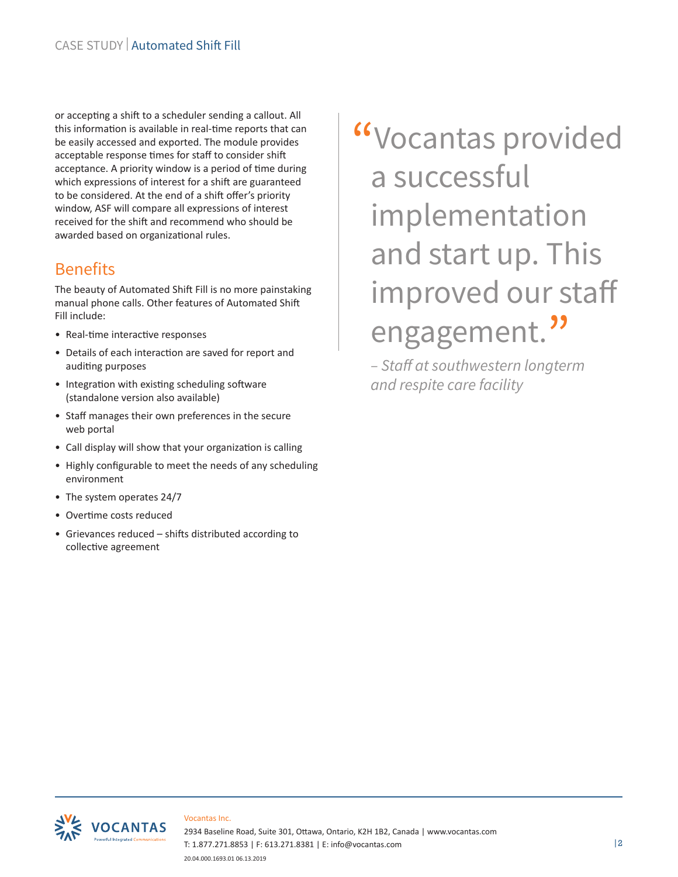or accepting a shift to a scheduler sending a callout. All this information is available in real-time reports that can be easily accessed and exported. The module provides acceptable response times for staff to consider shift acceptance. A priority window is a period of time during which expressions of interest for a shift are guaranteed to be considered. At the end of a shift offer's priority window, ASF will compare all expressions of interest received for the shift and recommend who should be awarded based on organizational rules.

## Benefits

The beauty of Automated Shift Fill is no more painstaking manual phone calls. Other features of Automated Shift Fill include:

- Real-time interactive responses
- Details of each interaction are saved for report and auditing purposes
- Integration with existing scheduling software (standalone version also available)
- Staff manages their own preferences in the secure web portal
- Call display will show that your organization is calling
- Highly configurable to meet the needs of any scheduling environment
- The system operates 24/7
- Overtime costs reduced
- Grievances reduced – shifts distributed according to collective agreement

> "Vocantas provided a successful implementation and start up. This improved our staff engagement."
>
> *– Staff at southwestern longterm and respite care facility*

Vocantas Inc.
2934 Baseline Road, Suite 301, Ottawa, Ontario, K2H 1B2, Canada | www.vocantas.com
T: 1.877.271.8853 | F: 613.271.8381 | E: info@vocantas.com
20.04.000.1693.01 06.13.2019